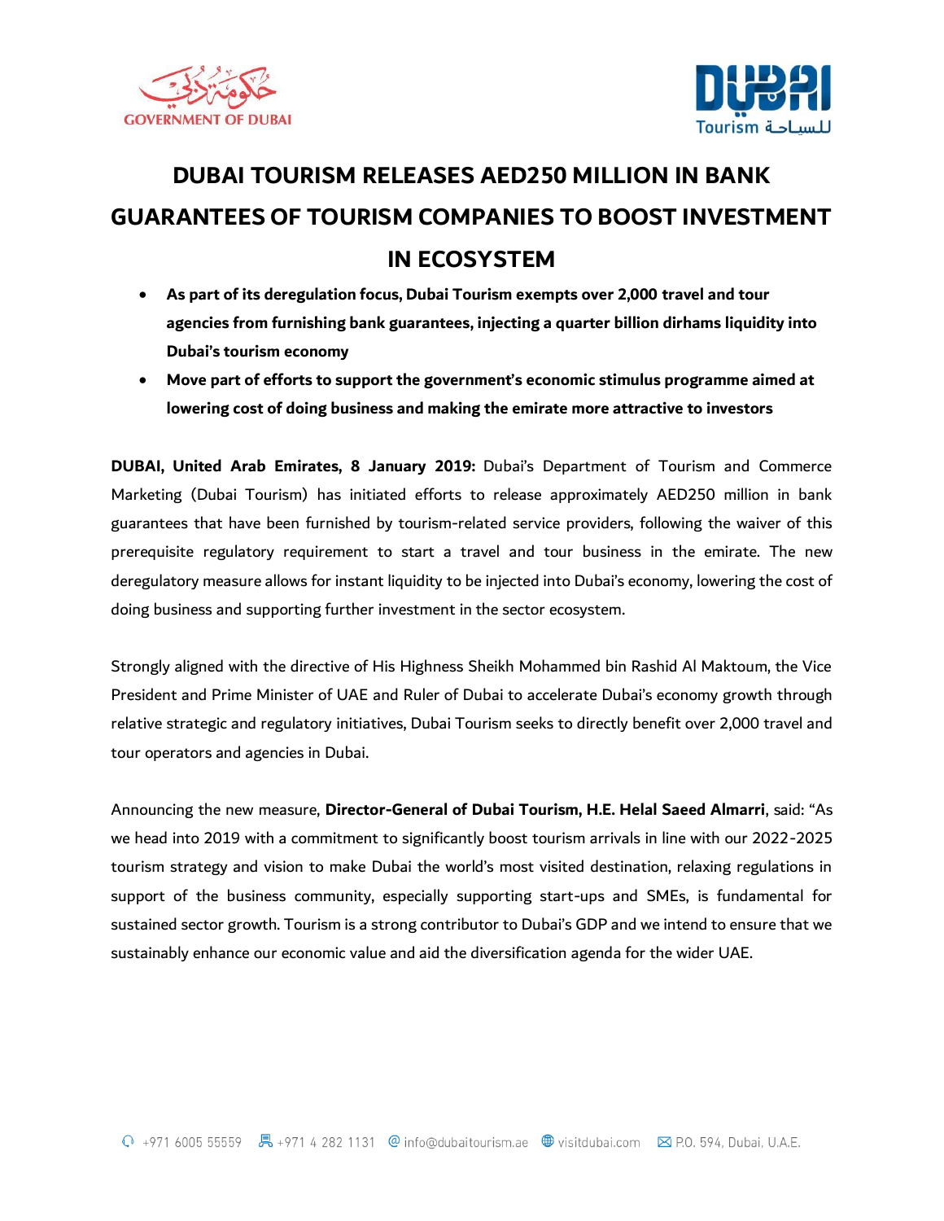# DUBAI TOURISM RELEASES AED250 MILLION IN BANK GUARANTEES OF TOURISM COMPANIES TO BOOST INVESTMENT IN ECOSYSTEM

- **As part of its deregulation focus, Dubai Tourism exempts over 2,000 travel and tour agencies from furnishing bank guarantees, injecting a quarter billion dirhams liquidity into Dubai's tourism economy**
- **Move part of efforts to support the government's economic stimulus programme aimed at lowering cost of doing business and making the emirate more attractive to investors**

**DUBAI, United Arab Emirates, 8 January 2019:** Dubai's Department of Tourism and Commerce Marketing (Dubai Tourism) has initiated efforts to release approximately AED250 million in bank guarantees that have been furnished by tourism-related service providers, following the waiver of this prerequisite regulatory requirement to start a travel and tour business in the emirate. The new deregulatory measure allows for instant liquidity to be injected into Dubai's economy, lowering the cost of doing business and supporting further investment in the sector ecosystem.

Strongly aligned with the directive of His Highness Sheikh Mohammed bin Rashid Al Maktoum, the Vice President and Prime Minister of UAE and Ruler of Dubai to accelerate Dubai's economy growth through relative strategic and regulatory initiatives, Dubai Tourism seeks to directly benefit over 2,000 travel and tour operators and agencies in Dubai.

Announcing the new measure, **Director-General of Dubai Tourism, H.E. Helal Saeed Almarri**, said: "As we head into 2019 with a commitment to significantly boost tourism arrivals in line with our 2022-2025 tourism strategy and vision to make Dubai the world's most visited destination, relaxing regulations in support of the business community, especially supporting start-ups and SMEs, is fundamental for sustained sector growth. Tourism is a strong contributor to Dubai's GDP and we intend to ensure that we sustainably enhance our economic value and aid the diversification agenda for the wider UAE.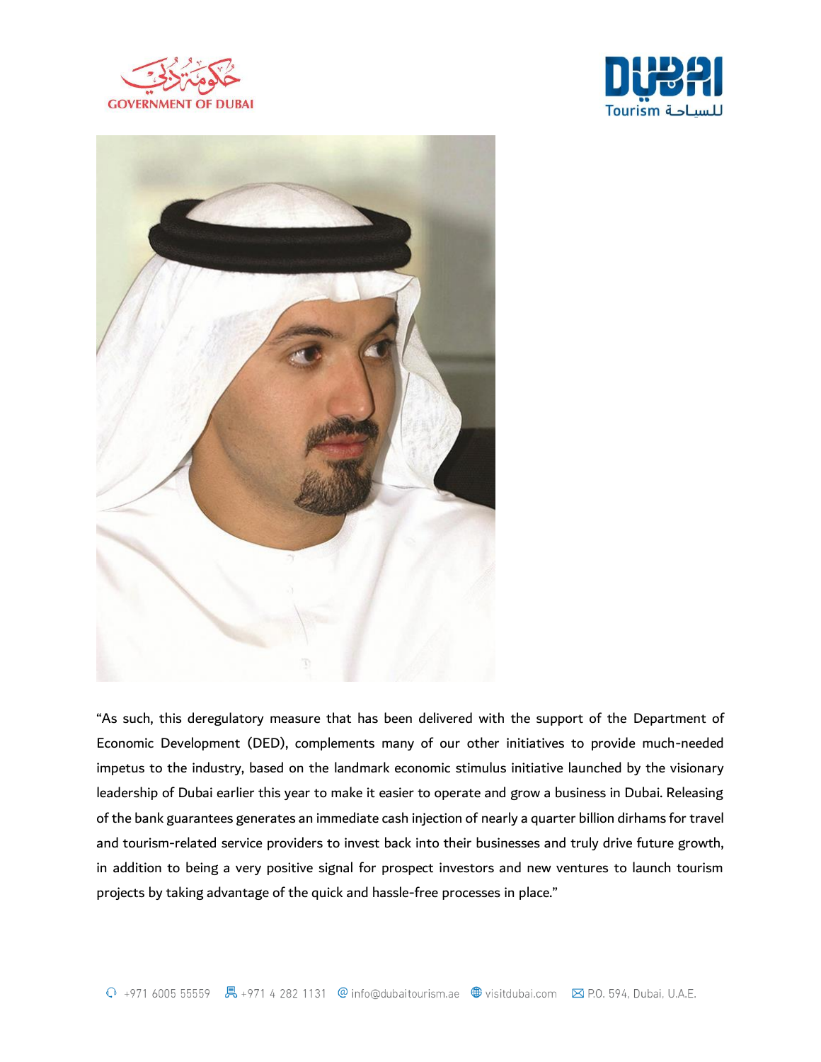"As such, this deregulatory measure that has been delivered with the support of the Department of Economic Development (DED), complements many of our other initiatives to provide much-needed impetus to the industry, based on the landmark economic stimulus initiative launched by the visionary leadership of Dubai earlier this year to make it easier to operate and grow a business in Dubai. Releasing of the bank guarantees generates an immediate cash injection of nearly a quarter billion dirhams for travel and tourism-related service providers to invest back into their businesses and truly drive future growth, in addition to being a very positive signal for prospect investors and new ventures to launch tourism projects by taking advantage of the quick and hassle-free processes in place."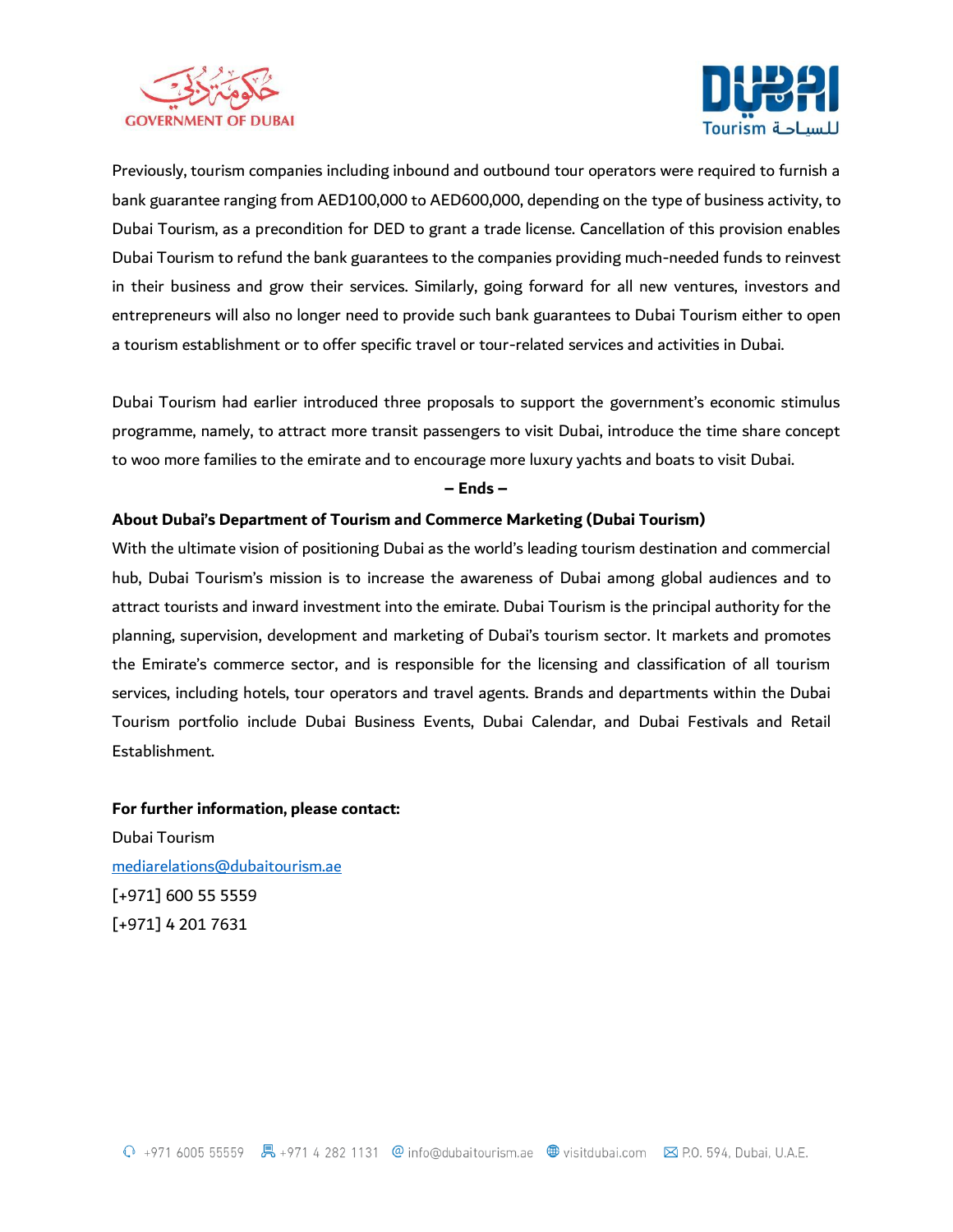Previously, tourism companies including inbound and outbound tour operators were required to furnish a bank guarantee ranging from AED100,000 to AED600,000, depending on the type of business activity, to Dubai Tourism, as a precondition for DED to grant a trade license. Cancellation of this provision enables Dubai Tourism to refund the bank guarantees to the companies providing much-needed funds to reinvest in their business and grow their services. Similarly, going forward for all new ventures, investors and entrepreneurs will also no longer need to provide such bank guarantees to Dubai Tourism either to open a tourism establishment or to offer specific travel or tour-related services and activities in Dubai.

Dubai Tourism had earlier introduced three proposals to support the government's economic stimulus programme, namely, to attract more transit passengers to visit Dubai, introduce the time share concept to woo more families to the emirate and to encourage more luxury yachts and boats to visit Dubai.

**– Ends –**

**About Dubai's Department of Tourism and Commerce Marketing (Dubai Tourism)**

With the ultimate vision of positioning Dubai as the world's leading tourism destination and commercial hub, Dubai Tourism's mission is to increase the awareness of Dubai among global audiences and to attract tourists and inward investment into the emirate. Dubai Tourism is the principal authority for the planning, supervision, development and marketing of Dubai's tourism sector. It markets and promotes the Emirate's commerce sector, and is responsible for the licensing and classification of all tourism services, including hotels, tour operators and travel agents. Brands and departments within the Dubai Tourism portfolio include Dubai Business Events, Dubai Calendar, and Dubai Festivals and Retail Establishment.

**For further information, please contact:**

Dubai Tourism
mediarelations@dubaitourism.ae
[+971] 600 55 5559
[+971] 4 201 7631